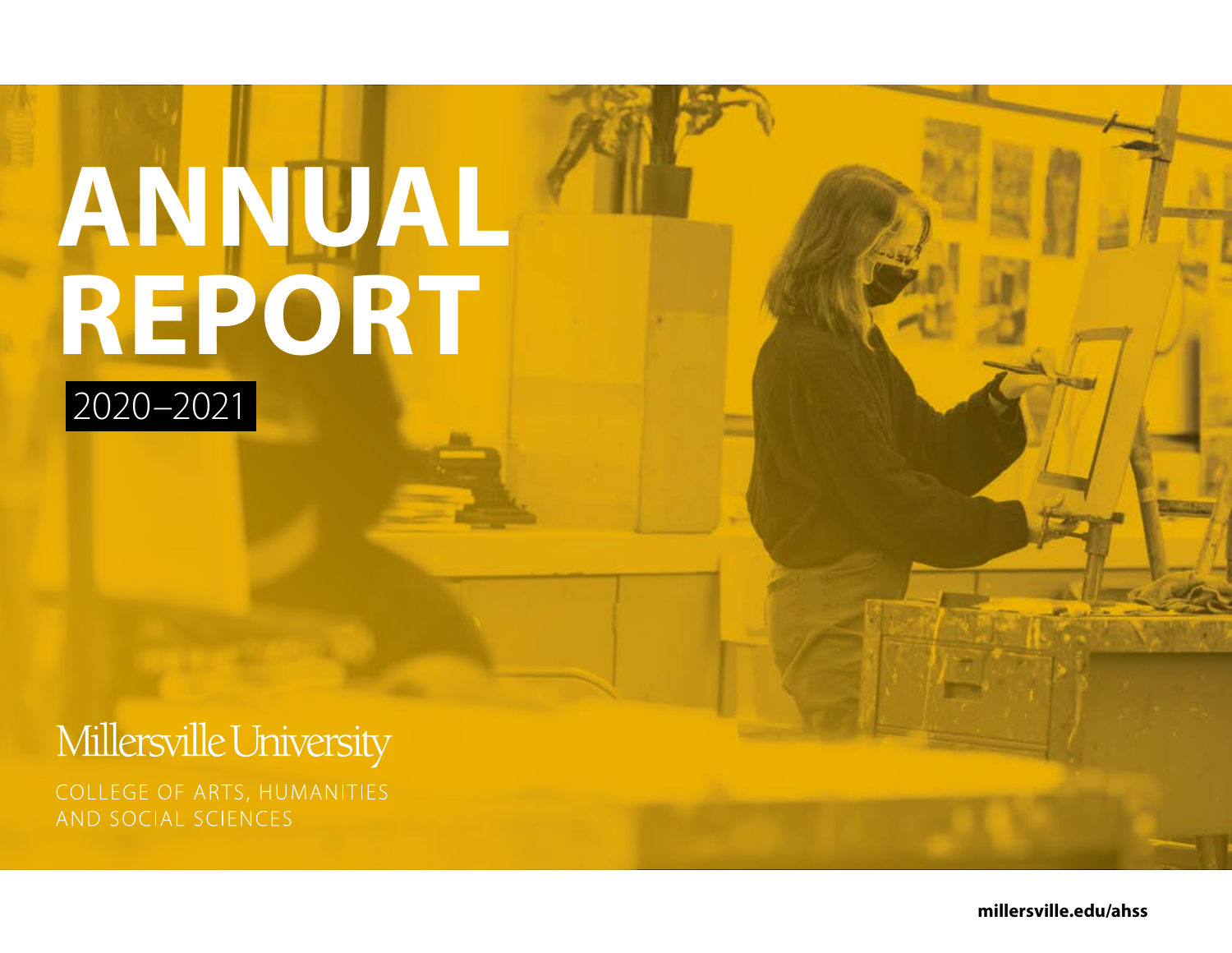# ANNUAL REPORT

2020–2021

Millersville University

COLLEGE OF ARTS, HUMANITIES AND SOCIAL SCIENCES

**millersville.edu/ahss**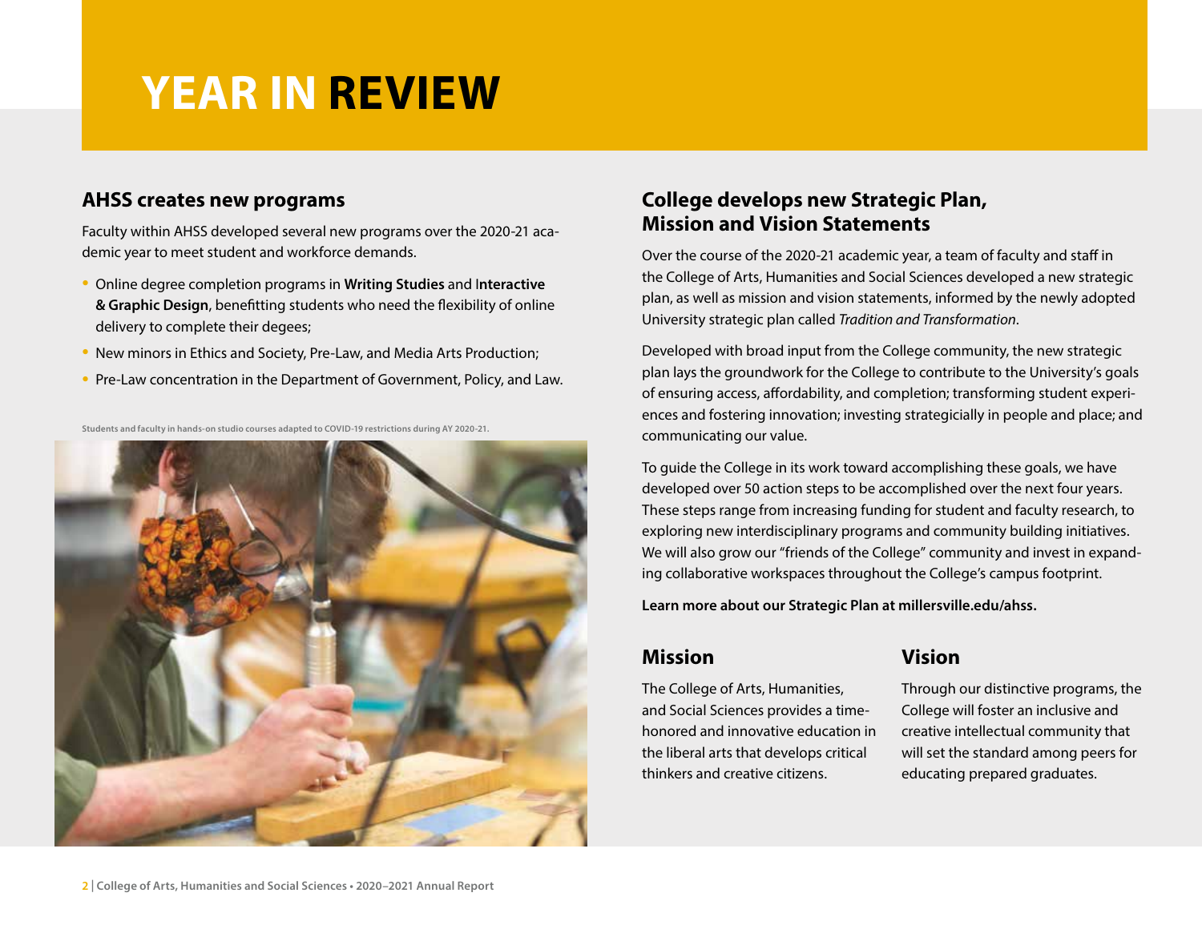# YEAR IN REVIEW

## AHSS creates new programs

Faculty within AHSS developed several new programs over the 2020-21 academic year to meet student and workforce demands.

- Online degree completion programs in **Writing Studies** and I**nteractive & Graphic Design**, benefitting students who need the flexibility of online delivery to complete their degees;
- New minors in Ethics and Society, Pre-Law, and Media Arts Production;
- Pre-Law concentration in the Department of Government, Policy, and Law.

Students and faculty in hands-on studio courses adapted to COVID-19 restrictions during AY 2020-21.

## College develops new Strategic Plan, Mission and Vision Statements

Over the course of the 2020-21 academic year, a team of faculty and staff in the College of Arts, Humanities and Social Sciences developed a new strategic plan, as well as mission and vision statements, informed by the newly adopted University strategic plan called *Tradition and Transformation*.

Developed with broad input from the College community, the new strategic plan lays the groundwork for the College to contribute to the University's goals of ensuring access, affordability, and completion; transforming student experiences and fostering innovation; investing strategicially in people and place; and communicating our value.

To guide the College in its work toward accomplishing these goals, we have developed over 50 action steps to be accomplished over the next four years. These steps range from increasing funding for student and faculty research, to exploring new interdisciplinary programs and community building initiatives. We will also grow our "friends of the College" community and invest in expanding collaborative workspaces throughout the College's campus footprint.

**Learn more about our Strategic Plan at millersville.edu/ahss.**

## Mission

The College of Arts, Humanities, and Social Sciences provides a time-honored and innovative education in the liberal arts that develops critical thinkers and creative citizens.

## Vision

Through our distinctive programs, the College will foster an inclusive and creative intellectual community that will set the standard among peers for educating prepared graduates.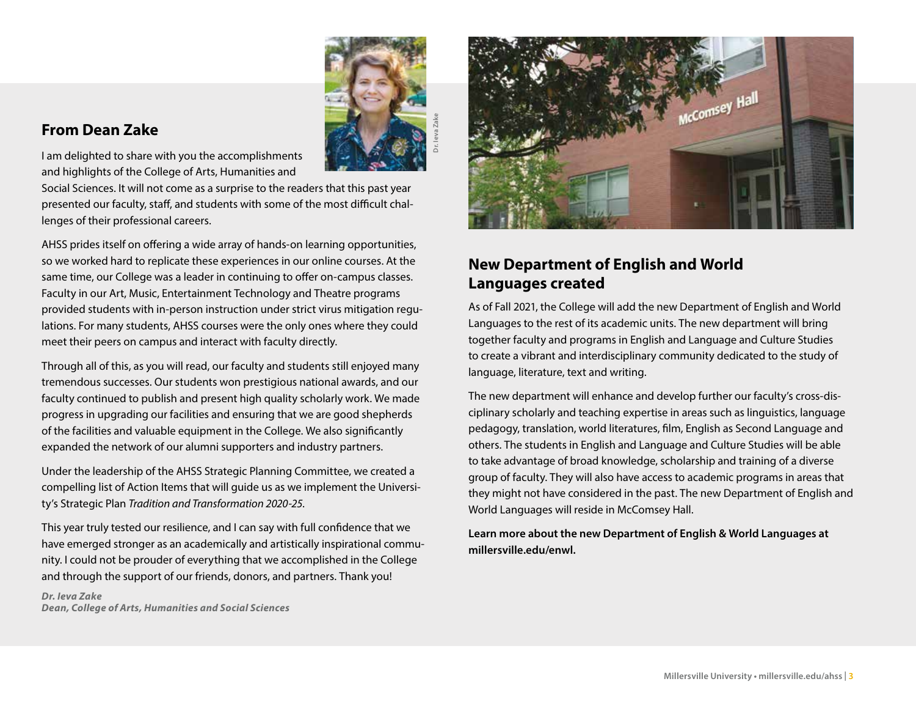## From Dean Zake

Dr. Ieva Zake

I am delighted to share with you the accomplishments and highlights of the College of Arts, Humanities and Social Sciences. It will not come as a surprise to the readers that this past year presented our faculty, staff, and students with some of the most difficult challenges of their professional careers.

AHSS prides itself on offering a wide array of hands-on learning opportunities, so we worked hard to replicate these experiences in our online courses. At the same time, our College was a leader in continuing to offer on-campus classes. Faculty in our Art, Music, Entertainment Technology and Theatre programs provided students with in-person instruction under strict virus mitigation regulations. For many students, AHSS courses were the only ones where they could meet their peers on campus and interact with faculty directly.

Through all of this, as you will read, our faculty and students still enjoyed many tremendous successes. Our students won prestigious national awards, and our faculty continued to publish and present high quality scholarly work. We made progress in upgrading our facilities and ensuring that we are good shepherds of the facilities and valuable equipment in the College. We also significantly expanded the network of our alumni supporters and industry partners.

Under the leadership of the AHSS Strategic Planning Committee, we created a compelling list of Action Items that will guide us as we implement the University's Strategic Plan *Tradition and Transformation 2020-25*.

This year truly tested our resilience, and I can say with full confidence that we have emerged stronger as an academically and artistically inspirational community. I could not be prouder of everything that we accomplished in the College and through the support of our friends, donors, and partners. Thank you!

***Dr. Ieva Zake***
***Dean, College of Arts, Humanities and Social Sciences***

## New Department of English and World Languages created

As of Fall 2021, the College will add the new Department of English and World Languages to the rest of its academic units. The new department will bring together faculty and programs in English and Language and Culture Studies to create a vibrant and interdisciplinary community dedicated to the study of language, literature, text and writing.

The new department will enhance and develop further our faculty's cross-disciplinary scholarly and teaching expertise in areas such as linguistics, language pedagogy, translation, world literatures, film, English as Second Language and others. The students in English and Language and Culture Studies will be able to take advantage of broad knowledge, scholarship and training of a diverse group of faculty. They will also have access to academic programs in areas that they might not have considered in the past. The new Department of English and World Languages will reside in McComsey Hall.

**Learn more about the new Department of English & World Languages at millersville.edu/enwl.**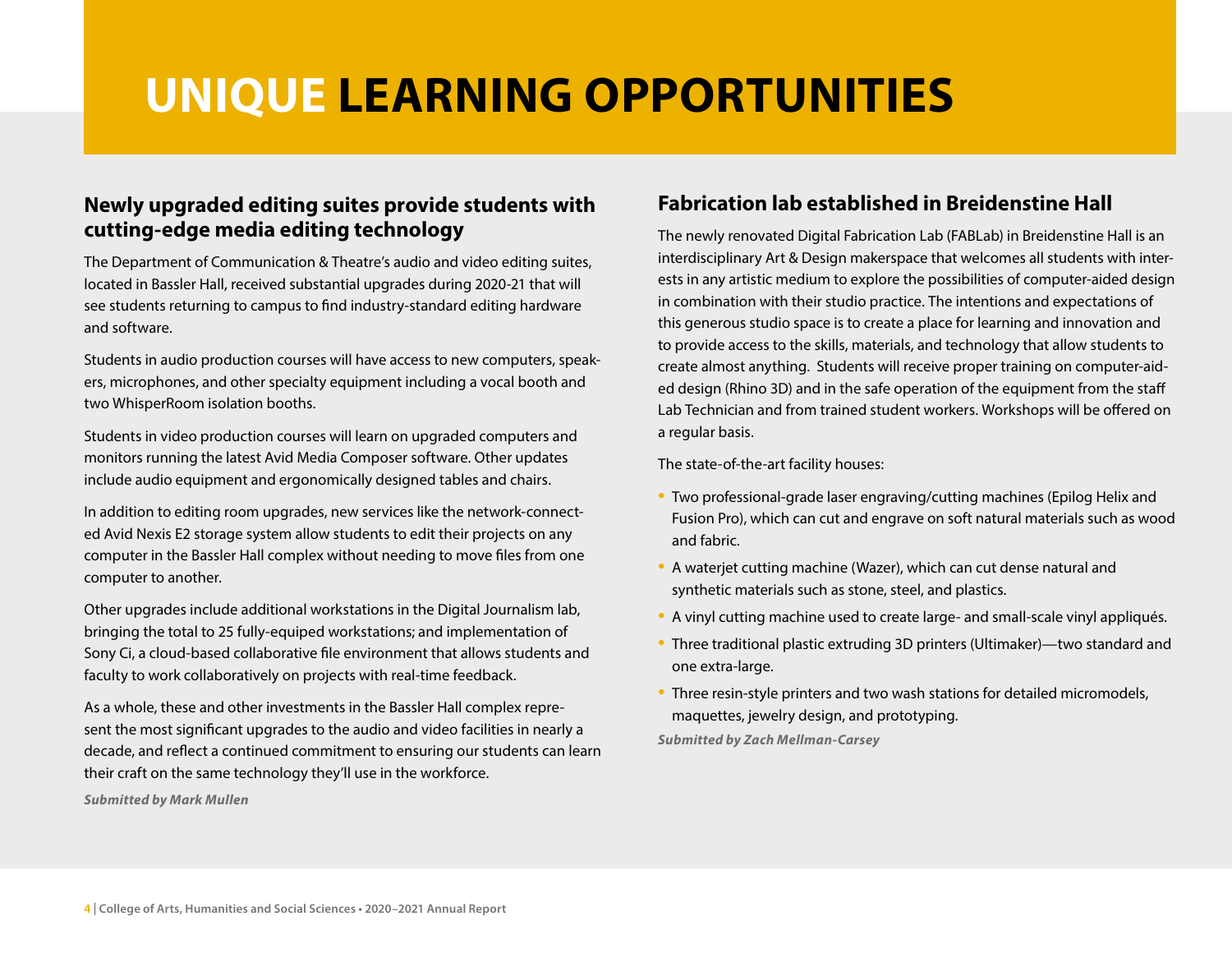# UNIQUE LEARNING OPPORTUNITIES

## Newly upgraded editing suites provide students with cutting-edge media editing technology

The Department of Communication & Theatre's audio and video editing suites, located in Bassler Hall, received substantial upgrades during 2020-21 that will see students returning to campus to find industry-standard editing hardware and software.

Students in audio production courses will have access to new computers, speakers, microphones, and other specialty equipment including a vocal booth and two WhisperRoom isolation booths.

Students in video production courses will learn on upgraded computers and monitors running the latest Avid Media Composer software. Other updates include audio equipment and ergonomically designed tables and chairs.

In addition to editing room upgrades, new services like the network-connected Avid Nexis E2 storage system allow students to edit their projects on any computer in the Bassler Hall complex without needing to move files from one computer to another.

Other upgrades include additional workstations in the Digital Journalism lab, bringing the total to 25 fully-equiped workstations; and implementation of Sony Ci, a cloud-based collaborative file environment that allows students and faculty to work collaboratively on projects with real-time feedback.

As a whole, these and other investments in the Bassler Hall complex represent the most significant upgrades to the audio and video facilities in nearly a decade, and reflect a continued commitment to ensuring our students can learn their craft on the same technology they'll use in the workforce.

***Submitted by Mark Mullen***

## Fabrication lab established in Breidenstine Hall

The newly renovated Digital Fabrication Lab (FABLab) in Breidenstine Hall is an interdisciplinary Art & Design makerspace that welcomes all students with interests in any artistic medium to explore the possibilities of computer-aided design in combination with their studio practice. The intentions and expectations of this generous studio space is to create a place for learning and innovation and to provide access to the skills, materials, and technology that allow students to create almost anything. Students will receive proper training on computer-aided design (Rhino 3D) and in the safe operation of the equipment from the staff Lab Technician and from trained student workers. Workshops will be offered on a regular basis.

The state-of-the-art facility houses:

- Two professional-grade laser engraving/cutting machines (Epilog Helix and Fusion Pro), which can cut and engrave on soft natural materials such as wood and fabric.
- A waterjet cutting machine (Wazer), which can cut dense natural and synthetic materials such as stone, steel, and plastics.
- A vinyl cutting machine used to create large- and small-scale vinyl appliqués.
- Three traditional plastic extruding 3D printers (Ultimaker)—two standard and one extra-large.
- Three resin-style printers and two wash stations for detailed micromodels, maquettes, jewelry design, and prototyping.

***Submitted by Zach Mellman-Carsey***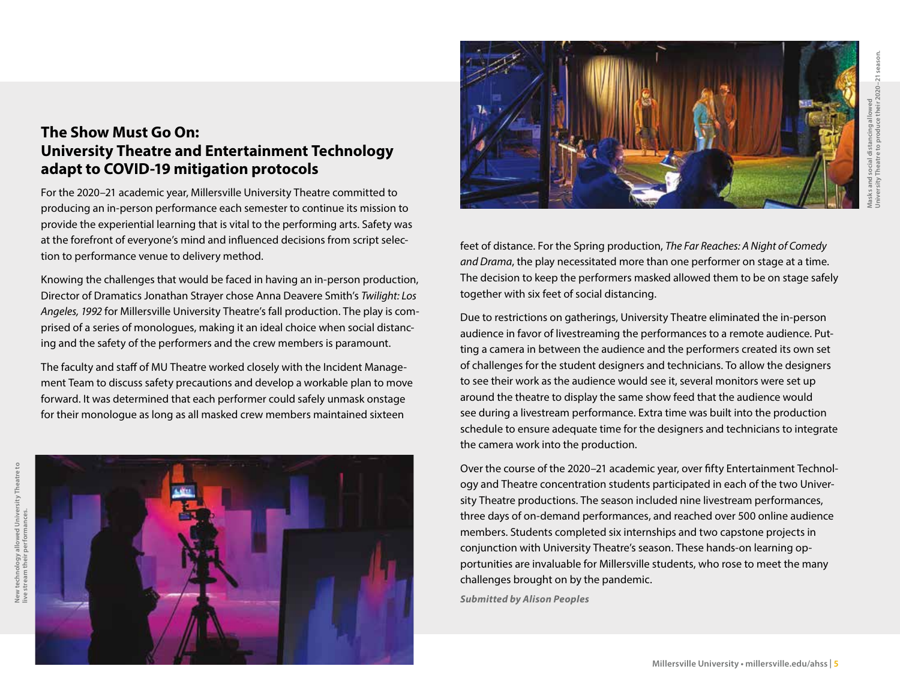## The Show Must Go On: University Theatre and Entertainment Technology adapt to COVID-19 mitigation protocols

For the 2020–21 academic year, Millersville University Theatre committed to producing an in-person performance each semester to continue its mission to provide the experiential learning that is vital to the performing arts. Safety was at the forefront of everyone's mind and influenced decisions from script selection to performance venue to delivery method.

Knowing the challenges that would be faced in having an in-person production, Director of Dramatics Jonathan Strayer chose Anna Deavere Smith's *Twilight: Los Angeles, 1992* for Millersville University Theatre's fall production. The play is comprised of a series of monologues, making it an ideal choice when social distancing and the safety of the performers and the crew members is paramount.

The faculty and staff of MU Theatre worked closely with the Incident Management Team to discuss safety precautions and develop a workable plan to move forward. It was determined that each performer could safely unmask onstage for their monologue as long as all masked crew members maintained sixteen feet of distance. For the Spring production, *The Far Reaches: A Night of Comedy and Drama*, the play necessitated more than one performer on stage at a time. The decision to keep the performers masked allowed them to be on stage safely together with six feet of social distancing.

New technology allowed University Theatre to live stream their performances.

Masks and social distancing allowed University Theatre to produce their 2020–21 season.

Due to restrictions on gatherings, University Theatre eliminated the in-person audience in favor of livestreaming the performances to a remote audience. Putting a camera in between the audience and the performers created its own set of challenges for the student designers and technicians. To allow the designers to see their work as the audience would see it, several monitors were set up around the theatre to display the same show feed that the audience would see during a livestream performance. Extra time was built into the production schedule to ensure adequate time for the designers and technicians to integrate the camera work into the production.

Over the course of the 2020–21 academic year, over fifty Entertainment Technology and Theatre concentration students participated in each of the two University Theatre productions. The season included nine livestream performances, three days of on-demand performances, and reached over 500 online audience members. Students completed six internships and two capstone projects in conjunction with University Theatre's season. These hands-on learning opportunities are invaluable for Millersville students, who rose to meet the many challenges brought on by the pandemic.

***Submitted by Alison Peoples***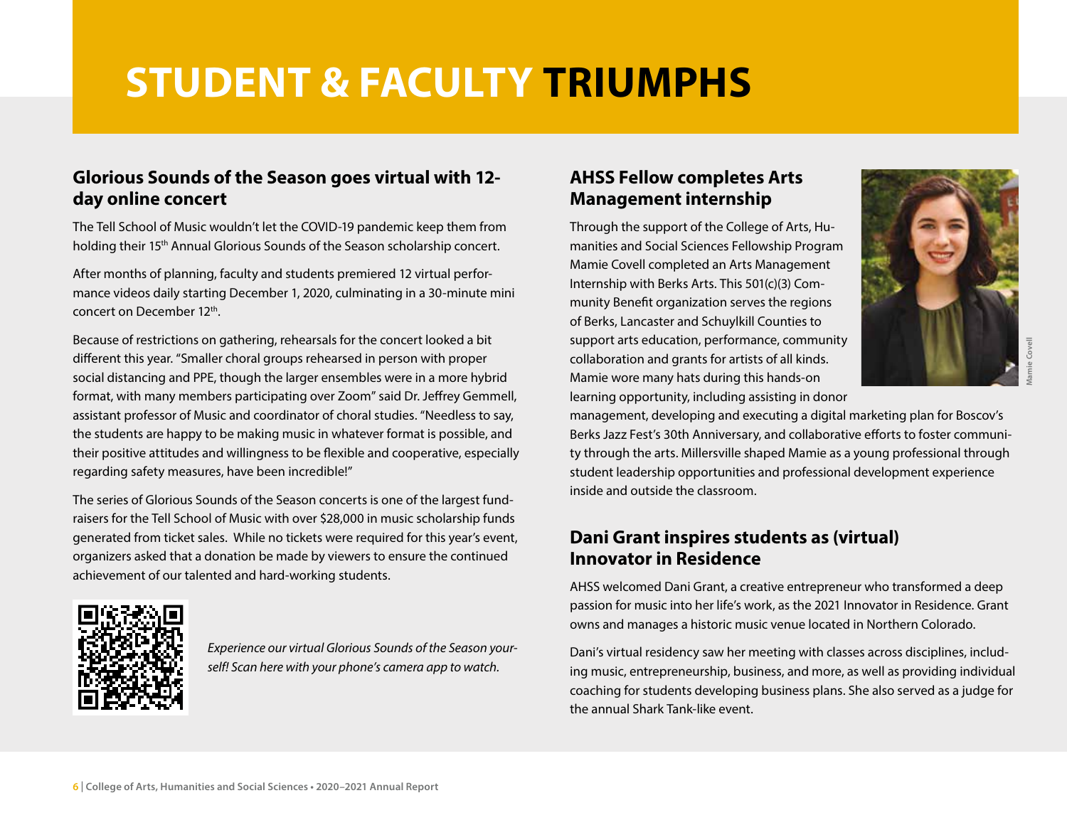# STUDENT & FACULTY TRIUMPHS

## Glorious Sounds of the Season goes virtual with 12-day online concert

The Tell School of Music wouldn't let the COVID-19 pandemic keep them from holding their 15th Annual Glorious Sounds of the Season scholarship concert.

After months of planning, faculty and students premiered 12 virtual performance videos daily starting December 1, 2020, culminating in a 30-minute mini concert on December 12th.

Because of restrictions on gathering, rehearsals for the concert looked a bit different this year. "Smaller choral groups rehearsed in person with proper social distancing and PPE, though the larger ensembles were in a more hybrid format, with many members participating over Zoom" said Dr. Jeffrey Gemmell, assistant professor of Music and coordinator of choral studies. "Needless to say, the students are happy to be making music in whatever format is possible, and their positive attitudes and willingness to be flexible and cooperative, especially regarding safety measures, have been incredible!"

The series of Glorious Sounds of the Season concerts is one of the largest fundraisers for the Tell School of Music with over $28,000 in music scholarship funds generated from ticket sales. While no tickets were required for this year's event, organizers asked that a donation be made by viewers to ensure the continued achievement of our talented and hard-working students.

*Experience our virtual Glorious Sounds of the Season yourself! Scan here with your phone's camera app to watch.*

## AHSS Fellow completes Arts Management internship

Through the support of the College of Arts, Humanities and Social Sciences Fellowship Program Mamie Covell completed an Arts Management Internship with Berks Arts. This 501(c)(3) Community Benefit organization serves the regions of Berks, Lancaster and Schuylkill Counties to support arts education, performance, community collaboration and grants for artists of all kinds. Mamie wore many hats during this hands-on learning opportunity, including assisting in donor management, developing and executing a digital marketing plan for Boscov's Berks Jazz Fest's 30th Anniversary, and collaborative efforts to foster community through the arts. Millersville shaped Mamie as a young professional through student leadership opportunities and professional development experience inside and outside the classroom.

Mamie Covell

## Dani Grant inspires students as (virtual) Innovator in Residence

AHSS welcomed Dani Grant, a creative entrepreneur who transformed a deep passion for music into her life's work, as the 2021 Innovator in Residence. Grant owns and manages a historic music venue located in Northern Colorado.

Dani's virtual residency saw her meeting with classes across disciplines, including music, entrepreneurship, business, and more, as well as providing individual coaching for students developing business plans. She also served as a judge for the annual Shark Tank-like event.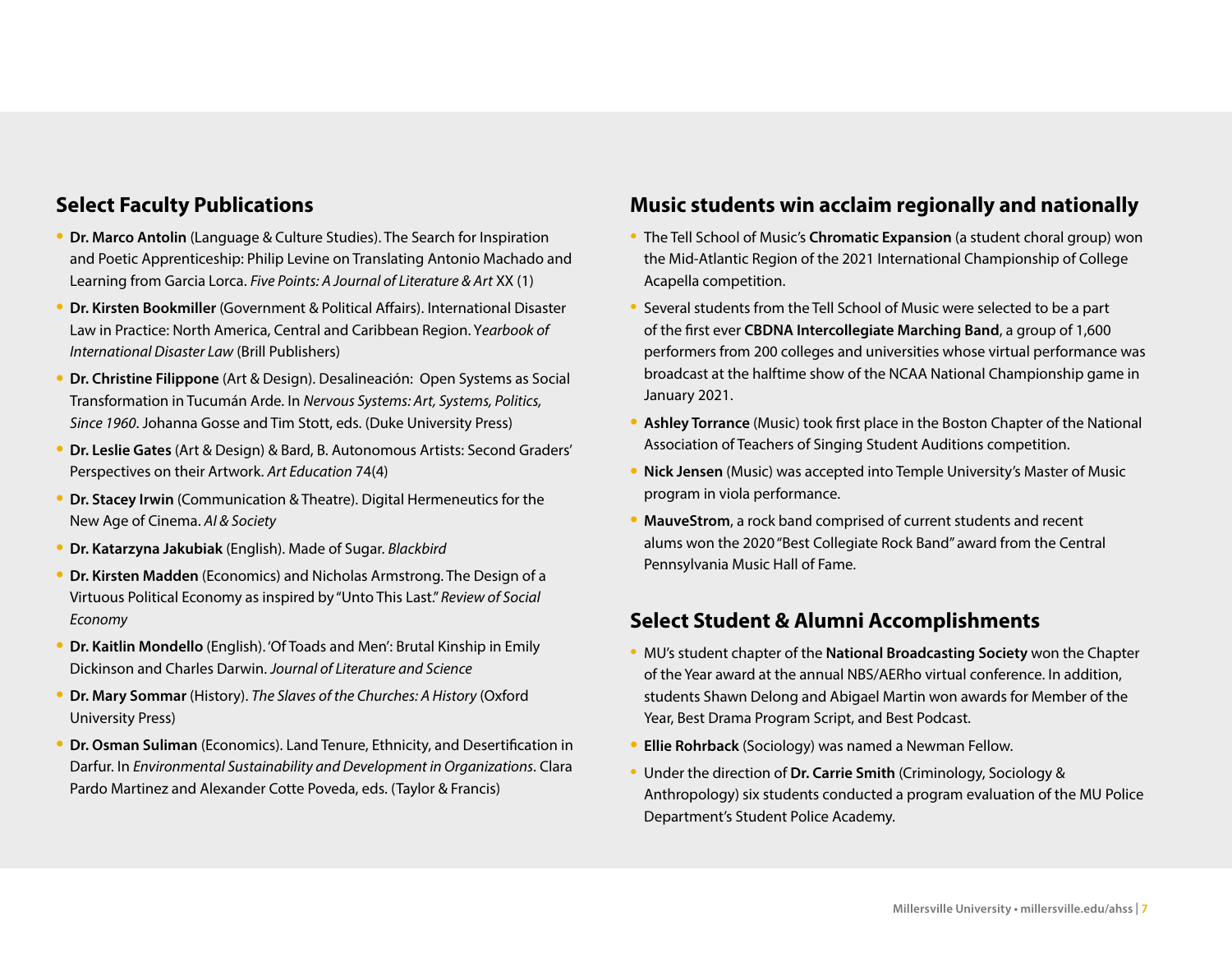## Select Faculty Publications

- **Dr. Marco Antolin** (Language & Culture Studies). The Search for Inspiration and Poetic Apprenticeship: Philip Levine on Translating Antonio Machado and Learning from Garcia Lorca. *Five Points: A Journal of Literature & Art* XX (1)
- **Dr. Kirsten Bookmiller** (Government & Political Affairs). International Disaster Law in Practice: North America, Central and Caribbean Region. Y*earbook of International Disaster Law* (Brill Publishers)
- **Dr. Christine Filippone** (Art & Design). Desalineación: Open Systems as Social Transformation in Tucumán Arde. In *Nervous Systems: Art, Systems, Politics, Since 1960*. Johanna Gosse and Tim Stott, eds. (Duke University Press)
- **Dr. Leslie Gates** (Art & Design) & Bard, B. Autonomous Artists: Second Graders' Perspectives on their Artwork. *Art Education* 74(4)
- **Dr. Stacey Irwin** (Communication & Theatre). Digital Hermeneutics for the New Age of Cinema. *AI & Society*
- **Dr. Katarzyna Jakubiak** (English). Made of Sugar. *Blackbird*
- **Dr. Kirsten Madden** (Economics) and Nicholas Armstrong. The Design of a Virtuous Political Economy as inspired by "Unto This Last." *Review of Social Economy*
- **Dr. Kaitlin Mondello** (English). 'Of Toads and Men': Brutal Kinship in Emily Dickinson and Charles Darwin. *Journal of Literature and Science*
- **Dr. Mary Sommar** (History). *The Slaves of the Churches: A History* (Oxford University Press)
- **Dr. Osman Suliman** (Economics). Land Tenure, Ethnicity, and Desertification in Darfur. In *Environmental Sustainability and Development in Organizations*. Clara Pardo Martinez and Alexander Cotte Poveda, eds. (Taylor & Francis)

## Music students win acclaim regionally and nationally

- The Tell School of Music's **Chromatic Expansion** (a student choral group) won the Mid-Atlantic Region of the 2021 International Championship of College Acapella competition.
- Several students from the Tell School of Music were selected to be a part of the first ever **CBDNA Intercollegiate Marching Band**, a group of 1,600 performers from 200 colleges and universities whose virtual performance was broadcast at the halftime show of the NCAA National Championship game in January 2021.
- **Ashley Torrance** (Music) took first place in the Boston Chapter of the National Association of Teachers of Singing Student Auditions competition.
- **Nick Jensen** (Music) was accepted into Temple University's Master of Music program in viola performance.
- **MauveStrom**, a rock band comprised of current students and recent alums won the 2020 "Best Collegiate Rock Band" award from the Central Pennsylvania Music Hall of Fame.

## Select Student & Alumni Accomplishments

- MU's student chapter of the **National Broadcasting Society** won the Chapter of the Year award at the annual NBS/AERho virtual conference. In addition, students Shawn Delong and Abigael Martin won awards for Member of the Year, Best Drama Program Script, and Best Podcast.
- **Ellie Rohrback** (Sociology) was named a Newman Fellow.
- Under the direction of **Dr. Carrie Smith** (Criminology, Sociology & Anthropology) six students conducted a program evaluation of the MU Police Department's Student Police Academy.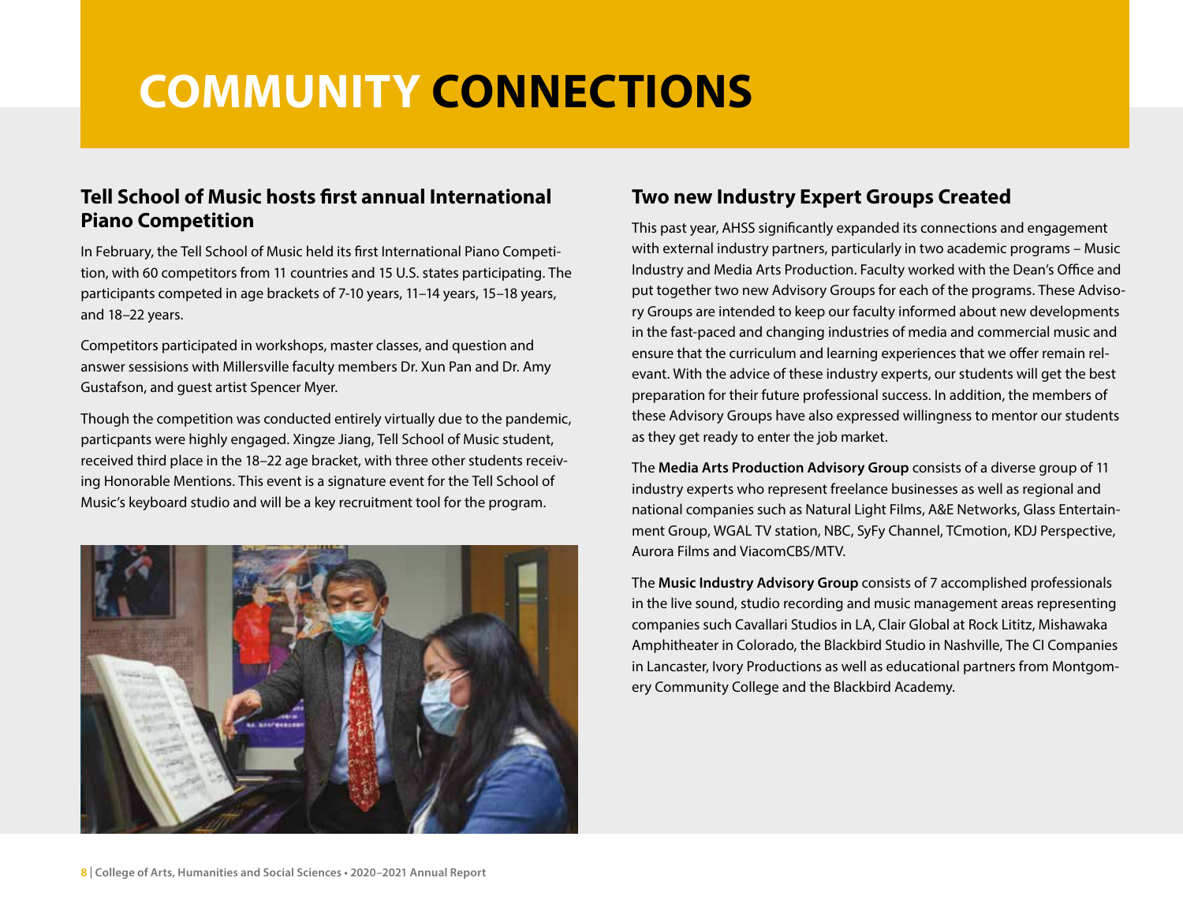# COMMUNITY CONNECTIONS

## Tell School of Music hosts first annual International Piano Competition

In February, the Tell School of Music held its first International Piano Competition, with 60 competitors from 11 countries and 15 U.S. states participating. The participants competed in age brackets of 7-10 years, 11–14 years, 15–18 years, and 18–22 years.

Competitors participated in workshops, master classes, and question and answer sessions with Millersville faculty members Dr. Xun Pan and Dr. Amy Gustafson, and guest artist Spencer Myer.

Though the competition was conducted entirely virtually due to the pandemic, particpants were highly engaged. Xingze Jiang, Tell School of Music student, received third place in the 18–22 age bracket, with three other students receiving Honorable Mentions. This event is a signature event for the Tell School of Music's keyboard studio and will be a key recruitment tool for the program.

## Two new Industry Expert Groups Created

This past year, AHSS significantly expanded its connections and engagement with external industry partners, particularly in two academic programs – Music Industry and Media Arts Production. Faculty worked with the Dean's Office and put together two new Advisory Groups for each of the programs. These Advisory Groups are intended to keep our faculty informed about new developments in the fast-paced and changing industries of media and commercial music and ensure that the curriculum and learning experiences that we offer remain relevant. With the advice of these industry experts, our students will get the best preparation for their future professional success. In addition, the members of these Advisory Groups have also expressed willingness to mentor our students as they get ready to enter the job market.

The **Media Arts Production Advisory Group** consists of a diverse group of 11 industry experts who represent freelance businesses as well as regional and national companies such as Natural Light Films, A&E Networks, Glass Entertainment Group, WGAL TV station, NBC, SyFy Channel, TCmotion, KDJ Perspective, Aurora Films and ViacomCBS/MTV.

The **Music Industry Advisory Group** consists of 7 accomplished professionals in the live sound, studio recording and music management areas representing companies such Cavallari Studios in LA, Clair Global at Rock Lititz, Mishawaka Amphitheater in Colorado, the Blackbird Studio in Nashville, The CI Companies in Lancaster, Ivory Productions as well as educational partners from Montgomery Community College and the Blackbird Academy.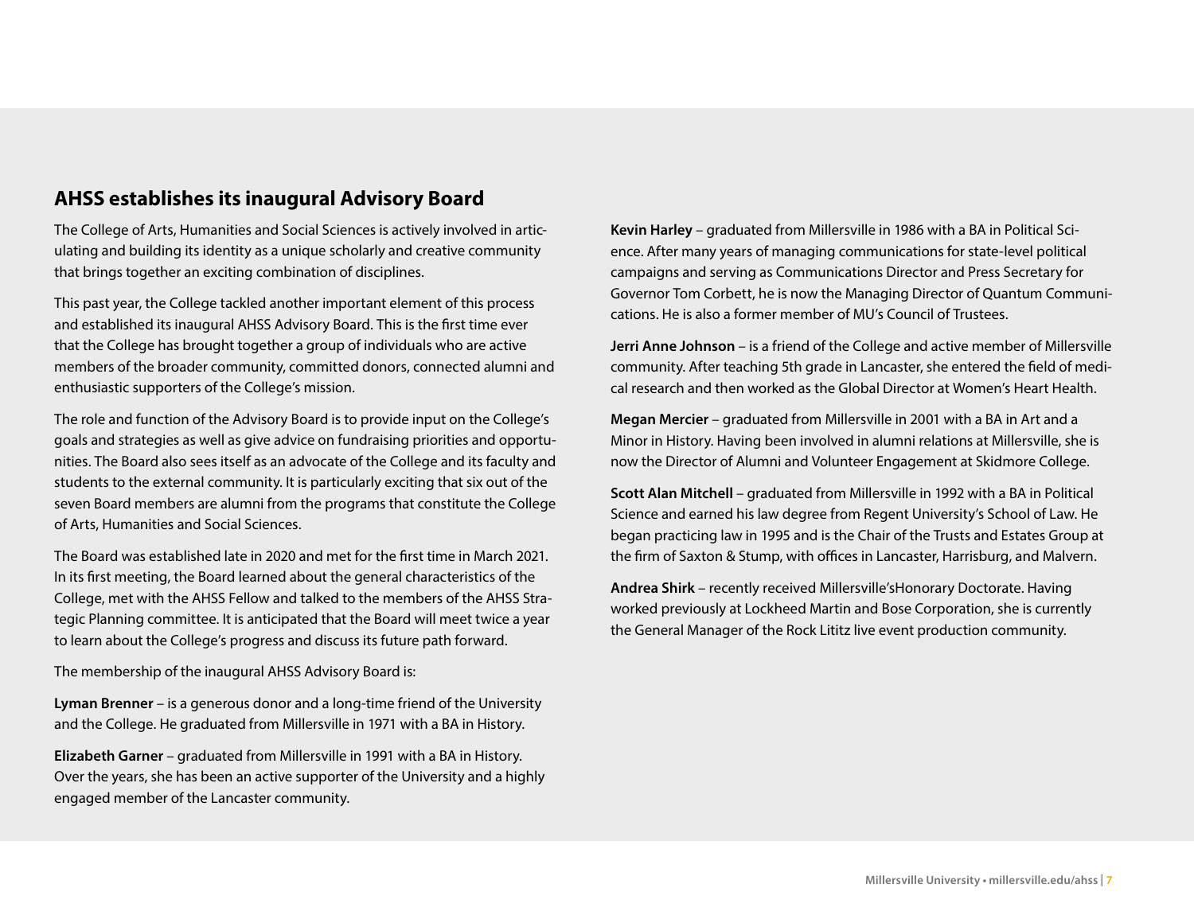## AHSS establishes its inaugural Advisory Board

The College of Arts, Humanities and Social Sciences is actively involved in articulating and building its identity as a unique scholarly and creative community that brings together an exciting combination of disciplines.

This past year, the College tackled another important element of this process and established its inaugural AHSS Advisory Board. This is the first time ever that the College has brought together a group of individuals who are active members of the broader community, committed donors, connected alumni and enthusiastic supporters of the College's mission.

The role and function of the Advisory Board is to provide input on the College's goals and strategies as well as give advice on fundraising priorities and opportunities. The Board also sees itself as an advocate of the College and its faculty and students to the external community. It is particularly exciting that six out of the seven Board members are alumni from the programs that constitute the College of Arts, Humanities and Social Sciences.

The Board was established late in 2020 and met for the first time in March 2021. In its first meeting, the Board learned about the general characteristics of the College, met with the AHSS Fellow and talked to the members of the AHSS Strategic Planning committee. It is anticipated that the Board will meet twice a year to learn about the College's progress and discuss its future path forward.

The membership of the inaugural AHSS Advisory Board is:

**Lyman Brenner** – is a generous donor and a long-time friend of the University and the College. He graduated from Millersville in 1971 with a BA in History.

**Elizabeth Garner** – graduated from Millersville in 1991 with a BA in History. Over the years, she has been an active supporter of the University and a highly engaged member of the Lancaster community.

**Kevin Harley** – graduated from Millersville in 1986 with a BA in Political Science. After many years of managing communications for state-level political campaigns and serving as Communications Director and Press Secretary for Governor Tom Corbett, he is now the Managing Director of Quantum Communications. He is also a former member of MU's Council of Trustees.

**Jerri Anne Johnson** – is a friend of the College and active member of Millersville community. After teaching 5th grade in Lancaster, she entered the field of medical research and then worked as the Global Director at Women's Heart Health.

**Megan Mercier** – graduated from Millersville in 2001 with a BA in Art and a Minor in History. Having been involved in alumni relations at Millersville, she is now the Director of Alumni and Volunteer Engagement at Skidmore College.

**Scott Alan Mitchell** – graduated from Millersville in 1992 with a BA in Political Science and earned his law degree from Regent University's School of Law. He began practicing law in 1995 and is the Chair of the Trusts and Estates Group at the firm of Saxton & Stump, with offices in Lancaster, Harrisburg, and Malvern.

**Andrea Shirk** – recently received Millersville'sHonorary Doctorate. Having worked previously at Lockheed Martin and Bose Corporation, she is currently the General Manager of the Rock Lititz live event production community.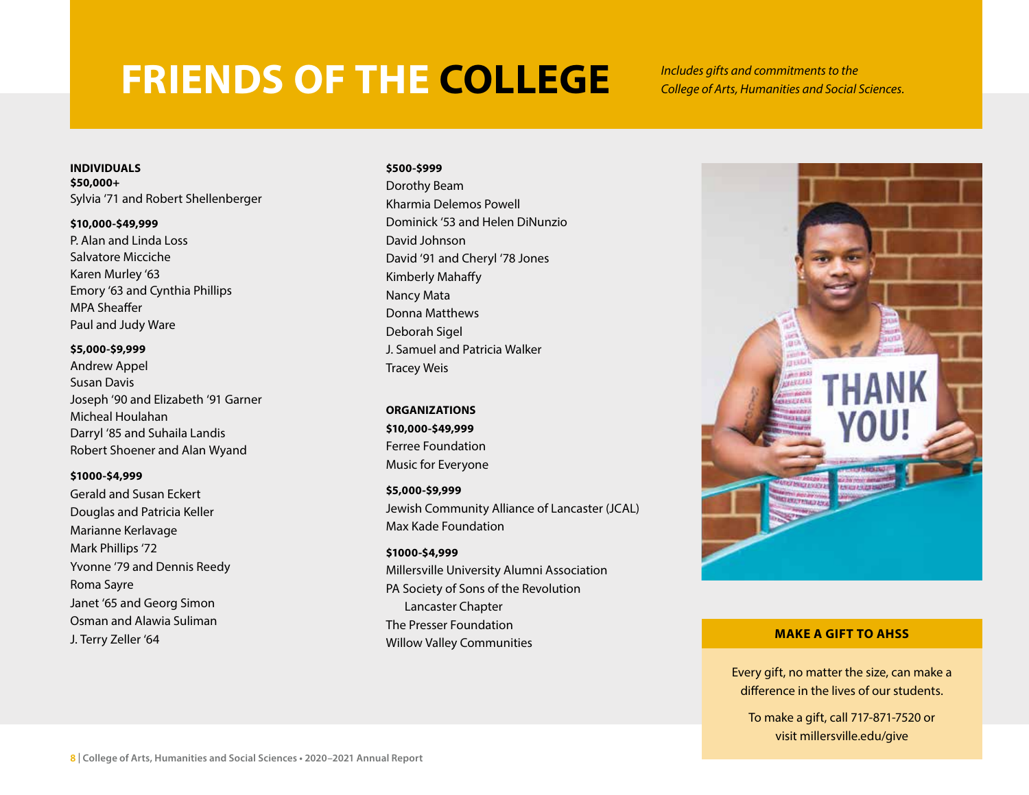# FRIENDS OF THE COLLEGE

*Includes gifts and commitments to the College of Arts, Humanities and Social Sciences.*

**INDIVIDUALS**

**$50,000+**

Sylvia '71 and Robert Shellenberger

**$10,000-$49,999**

P. Alan and Linda Loss
Salvatore Micciche
Karen Murley '63
Emory '63 and Cynthia Phillips
MPA Sheaffer
Paul and Judy Ware

**$5,000-$9,999**

Andrew Appel
Susan Davis
Joseph '90 and Elizabeth '91 Garner
Micheal Houlahan
Darryl '85 and Suhaila Landis
Robert Shoener and Alan Wyand

**$1000-$4,999**

Gerald and Susan Eckert
Douglas and Patricia Keller
Marianne Kerlavage
Mark Phillips '72
Yvonne '79 and Dennis Reedy
Roma Sayre
Janet '65 and Georg Simon
Osman and Alawia Suliman
J. Terry Zeller '64

**$500-$999**

Dorothy Beam
Kharmia Delemos Powell
Dominick '53 and Helen DiNunzio
David Johnson
David '91 and Cheryl '78 Jones
Kimberly Mahaffy
Nancy Mata
Donna Matthews
Deborah Sigel
J. Samuel and Patricia Walker
Tracey Weis

**ORGANIZATIONS**

**$10,000-$49,999**

Ferree Foundation
Music for Everyone

**$5,000-$9,999**

Jewish Community Alliance of Lancaster (JCAL)
Max Kade Foundation

**$1000-$4,999**

Millersville University Alumni Association
PA Society of Sons of the Revolution
Lancaster Chapter
The Presser Foundation
Willow Valley Communities

**MAKE A GIFT TO AHSS**

Every gift, no matter the size, can make a difference in the lives of our students.

To make a gift, call 717-871-7520 or visit millersville.edu/give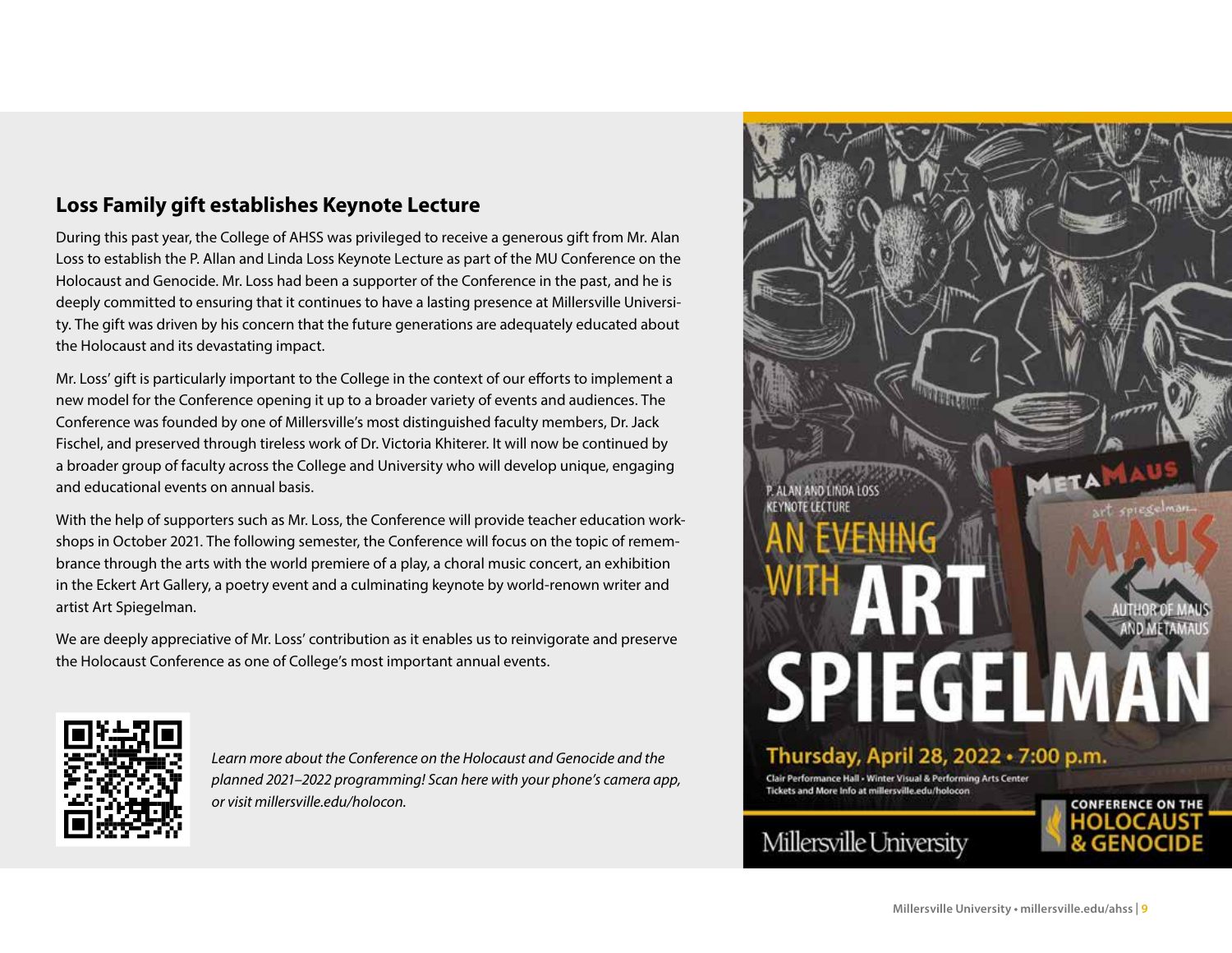## Loss Family gift establishes Keynote Lecture

During this past year, the College of AHSS was privileged to receive a generous gift from Mr. Alan Loss to establish the P. Allan and Linda Loss Keynote Lecture as part of the MU Conference on the Holocaust and Genocide. Mr. Loss had been a supporter of the Conference in the past, and he is deeply committed to ensuring that it continues to have a lasting presence at Millersville University. The gift was driven by his concern that the future generations are adequately educated about the Holocaust and its devastating impact.

Mr. Loss' gift is particularly important to the College in the context of our efforts to implement a new model for the Conference opening it up to a broader variety of events and audiences. The Conference was founded by one of Millersville's most distinguished faculty members, Dr. Jack Fischel, and preserved through tireless work of Dr. Victoria Khiterer. It will now be continued by a broader group of faculty across the College and University who will develop unique, engaging and educational events on annual basis.

With the help of supporters such as Mr. Loss, the Conference will provide teacher education workshops in October 2021. The following semester, the Conference will focus on the topic of remembrance through the arts with the world premiere of a play, a choral music concert, an exhibition in the Eckert Art Gallery, a poetry event and a culminating keynote by world-renown writer and artist Art Spiegelman.

We are deeply appreciative of Mr. Loss' contribution as it enables us to reinvigorate and preserve the Holocaust Conference as one of College's most important annual events.

*Learn more about the Conference on the Holocaust and Genocide and the planned 2021–2022 programming! Scan here with your phone's camera app, or visit millersville.edu/holocon.*

P. ALAN AND LINDA LOSS KEYNOTE LECTURE

AN EVENING WITH ART SPIEGELMAN

AUTHOR OF MAUS AND METAMAUS

Thursday, April 28, 2022 • 7:00 p.m.

Clair Performance Hall • Winter Visual & Performing Arts Center
Tickets and More Info at millersville.edu/holocon

Millersville University

CONFERENCE ON THE HOLOCAUST & GENOCIDE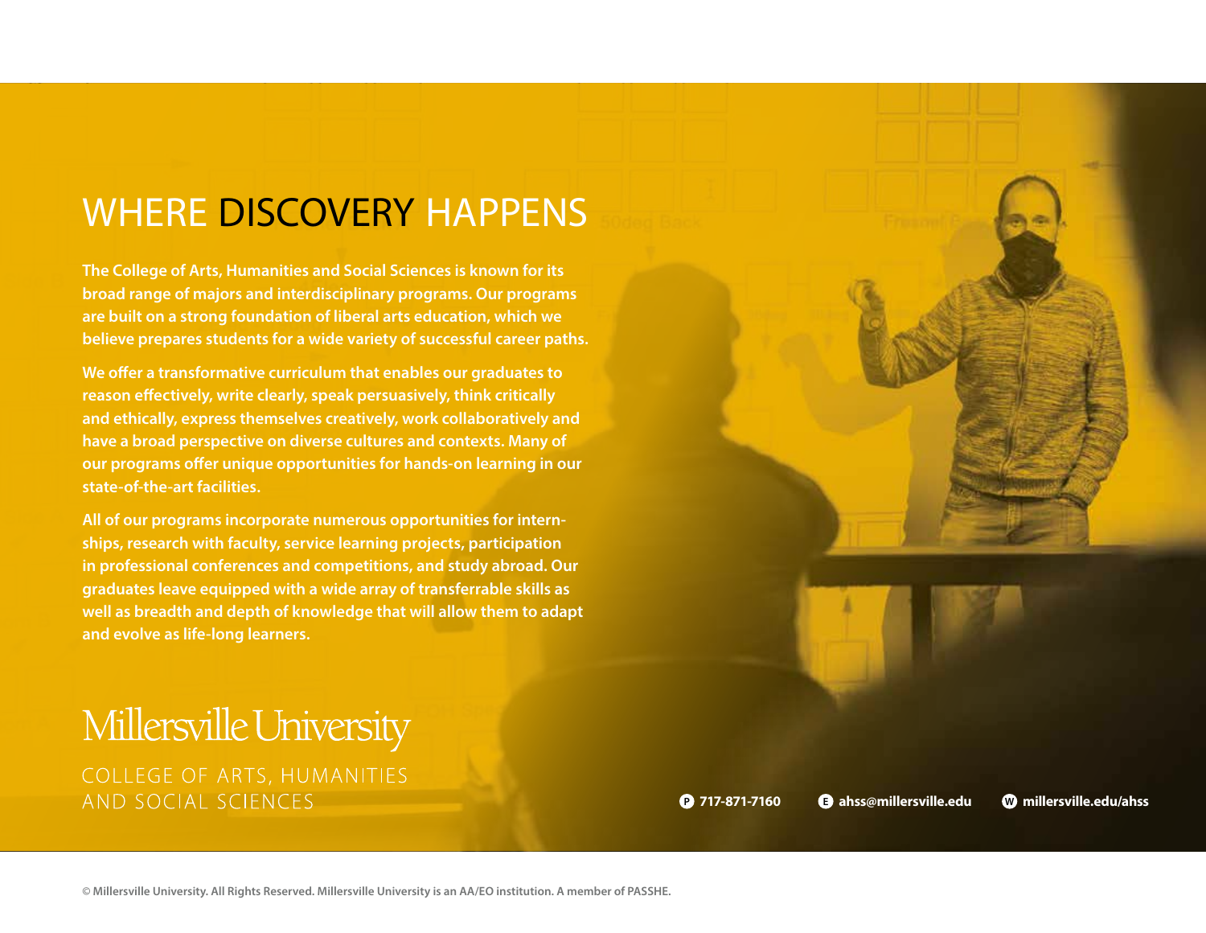# WHERE DISCOVERY HAPPENS

**The College of Arts, Humanities and Social Sciences is known for its broad range of majors and interdisciplinary programs. Our programs are built on a strong foundation of liberal arts education, which we believe prepares students for a wide variety of successful career paths.**

**We offer a transformative curriculum that enables our graduates to reason effectively, write clearly, speak persuasively, think critically and ethically, express themselves creatively, work collaboratively and have a broad perspective on diverse cultures and contexts. Many of our programs offer unique opportunities for hands-on learning in our state-of-the-art facilities.**

**All of our programs incorporate numerous opportunities for internships, research with faculty, service learning projects, participation in professional conferences and competitions, and study abroad. Our graduates leave equipped with a wide array of transferrable skills as well as breadth and depth of knowledge that will allow them to adapt and evolve as life-long learners.**

Millersville University

COLLEGE OF ARTS, HUMANITIES AND SOCIAL SCIENCES

**P** 717-871-7160 **E** ahss@millersville.edu **W** millersville.edu/ahss

© Millersville University. All Rights Reserved. Millersville University is an AA/EO institution. A member of PASSHE.